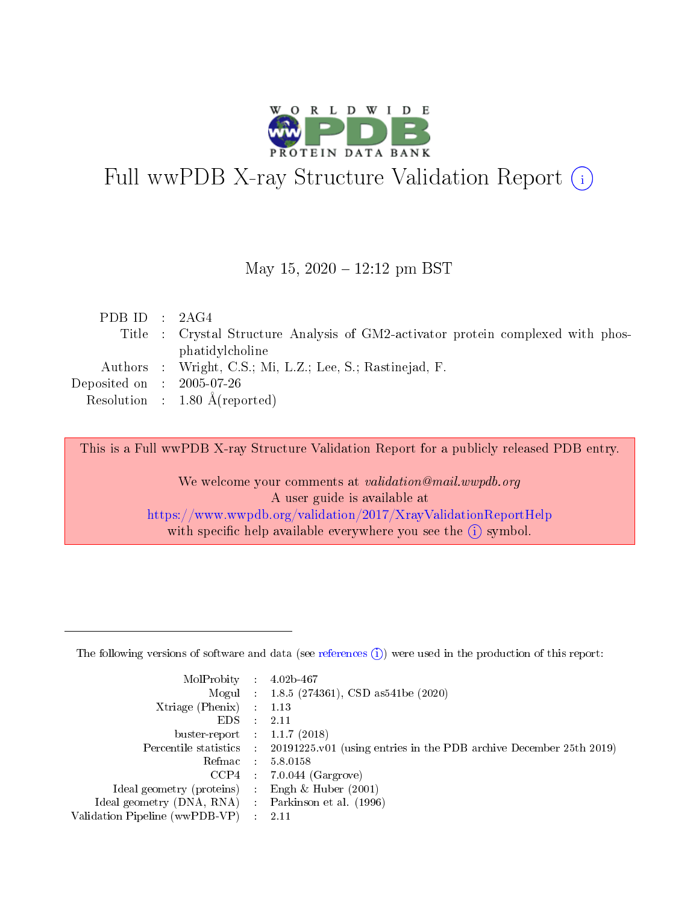# Full wwPDB X-ray Structure Validation Report (i)

May 15, 2020 – 12:12 pm BST

| | | |
|---|---|---|
| PDB ID | : | 2AG4 |
| Title | : | Crystal Structure Analysis of GM2-activator protein complexed with phosphatidylcholine |
| Authors | : | Wright, C.S.; Mi, L.Z.; Lee, S.; Rastinejad, F. |
| Deposited on | : | 2005-07-26 |
| Resolution | : | 1.80 Å(reported) |

This is a Full wwPDB X-ray Structure Validation Report for a publicly released PDB entry.

We welcome your comments at *validation@mail.wwpdb.org*
A user guide is available at
https://www.wwpdb.org/validation/2017/XrayValidationReportHelp
with specific help available everywhere you see the (i) symbol.

---

The following versions of software and data (see references (i)) were used in the production of this report:

| | | |
|---|---|---|
| MolProbity | : | 4.02b-467 |
| Mogul | : | 1.8.5 (274361), CSD as541be (2020) |
| Xtriage (Phenix) | : | 1.13 |
| EDS | : | 2.11 |
| buster-report | : | 1.1.7 (2018) |
| Percentile statistics | : | 20191225.v01 (using entries in the PDB archive December 25th 2019) |
| Refmac | : | 5.8.0158 |
| CCP4 | : | 7.0.044 (Gargrove) |
| Ideal geometry (proteins) | : | Engh & Huber (2001) |
| Ideal geometry (DNA, RNA) | : | Parkinson et al. (1996) |
| Validation Pipeline (wwPDB-VP) | : | 2.11 |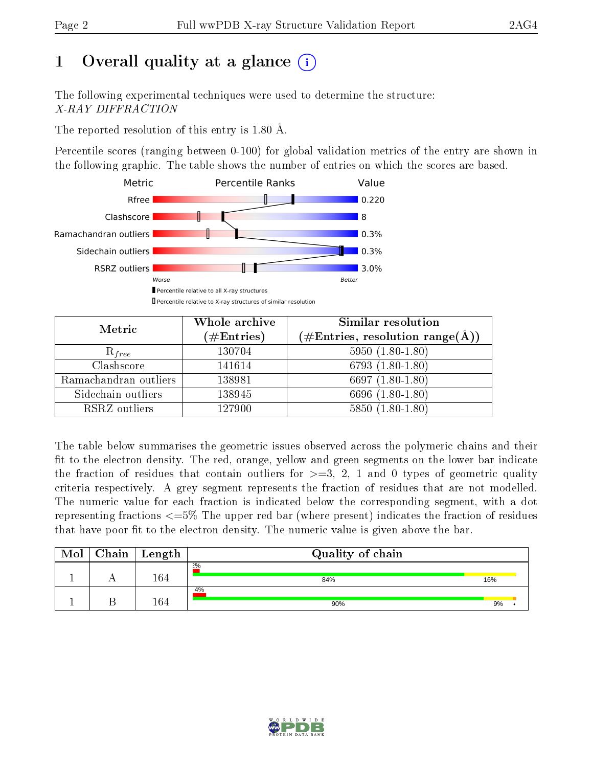# 1 Overall quality at a glance

The following experimental techniques were used to determine the structure:
*X-RAY DIFFRACTION*

The reported resolution of this entry is 1.80 Å.

Percentile scores (ranging between 0-100) for global validation metrics of the entry are shown in the following graphic. The table shows the number of entries on which the scores are based.

| Metric | Value |
|---|---|
| Rfree | 0.220 |
| Clashscore | 8 |
| Ramachandran outliers | 0.3% |
| Sidechain outliers | 0.3% |
| RSRZ outliers | 3.0% |

Worse — Better

▮ Percentile relative to all X-ray structures
▯ Percentile relative to X-ray structures of similar resolution

| Metric | Whole archive (#Entries) | Similar resolution (#Entries, resolution range(Å)) |
|---|---|---|
| $R_{free}$ | 130704 | 5950 (1.80-1.80) |
| Clashscore | 141614 | 6793 (1.80-1.80) |
| Ramachandran outliers | 138981 | 6697 (1.80-1.80) |
| Sidechain outliers | 138945 | 6696 (1.80-1.80) |
| RSRZ outliers | 127900 | 5850 (1.80-1.80) |

The table below summarises the geometric issues observed across the polymeric chains and their fit to the electron density. The red, orange, yellow and green segments on the lower bar indicate the fraction of residues that contain outliers for >=3, 2, 1 and 0 types of geometric quality criteria respectively. A grey segment represents the fraction of residues that are not modelled. The numeric value for each fraction is indicated below the corresponding segment, with a dot representing fractions <=5% The upper red bar (where present) indicates the fraction of residues that have poor fit to the electron density. The numeric value is given above the bar.

| Mol | Chain | Length | Quality of chain |
|---|---|---|---|
| 1 | A | 164 | 2%; 84% · 16% |
| 1 | B | 164 | 4%; 90% · 9% · • |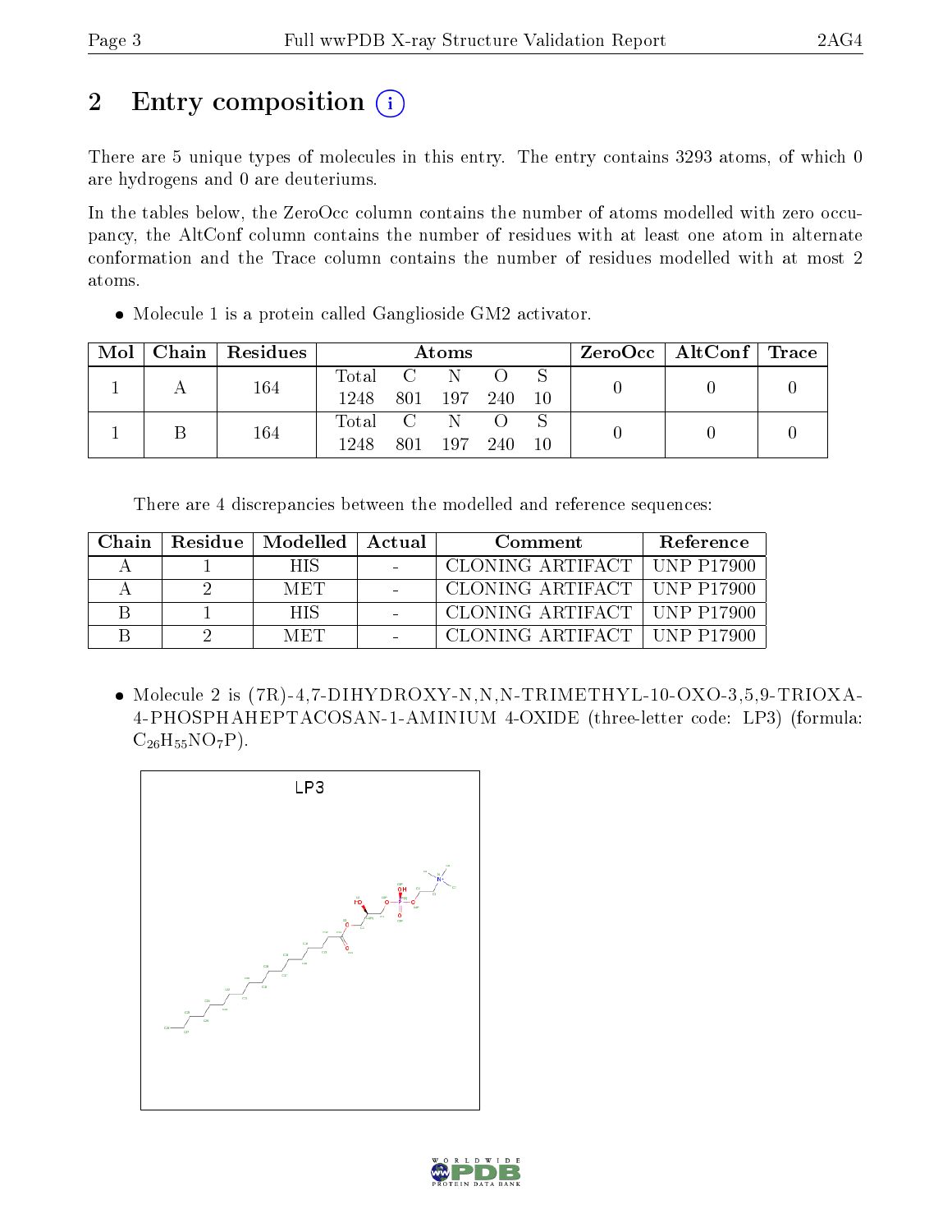## 2 Entry composition (i)

There are 5 unique types of molecules in this entry. The entry contains 3293 atoms, of which 0 are hydrogens and 0 are deuteriums.

In the tables below, the ZeroOcc column contains the number of atoms modelled with zero occupancy, the AltConf column contains the number of residues with at least one atom in alternate conformation and the Trace column contains the number of residues modelled with at most 2 atoms.

- Molecule 1 is a protein called Ganglioside GM2 activator.

| Mol | Chain | Residues | Atoms | | | | | ZeroOcc | AltConf | Trace |
|---|---|---|---|---|---|---|---|---|---|---|
| 1 | A | 164 | Total 1248 | C 801 | N 197 | O 240 | S 10 | 0 | 0 | 0 |
| 1 | B | 164 | Total 1248 | C 801 | N 197 | O 240 | S 10 | 0 | 0 | 0 |

There are 4 discrepancies between the modelled and reference sequences:

| Chain | Residue | Modelled | Actual | Comment | Reference |
|---|---|---|---|---|---|
| A | 1 | HIS | - | CLONING ARTIFACT | UNP P17900 |
| A | 2 | MET | - | CLONING ARTIFACT | UNP P17900 |
| B | 1 | HIS | - | CLONING ARTIFACT | UNP P17900 |
| B | 2 | MET | - | CLONING ARTIFACT | UNP P17900 |

- Molecule 2 is (7R)-4,7-DIHYDROXY-N,N,N-TRIMETHYL-10-OXO-3,5,9-TRIOXA-4-PHOSPHAHEPTACOSAN-1-AMINIUM 4-OXIDE (three-letter code: LP3) (formula: $C_{26}H_{55}NO_7P$).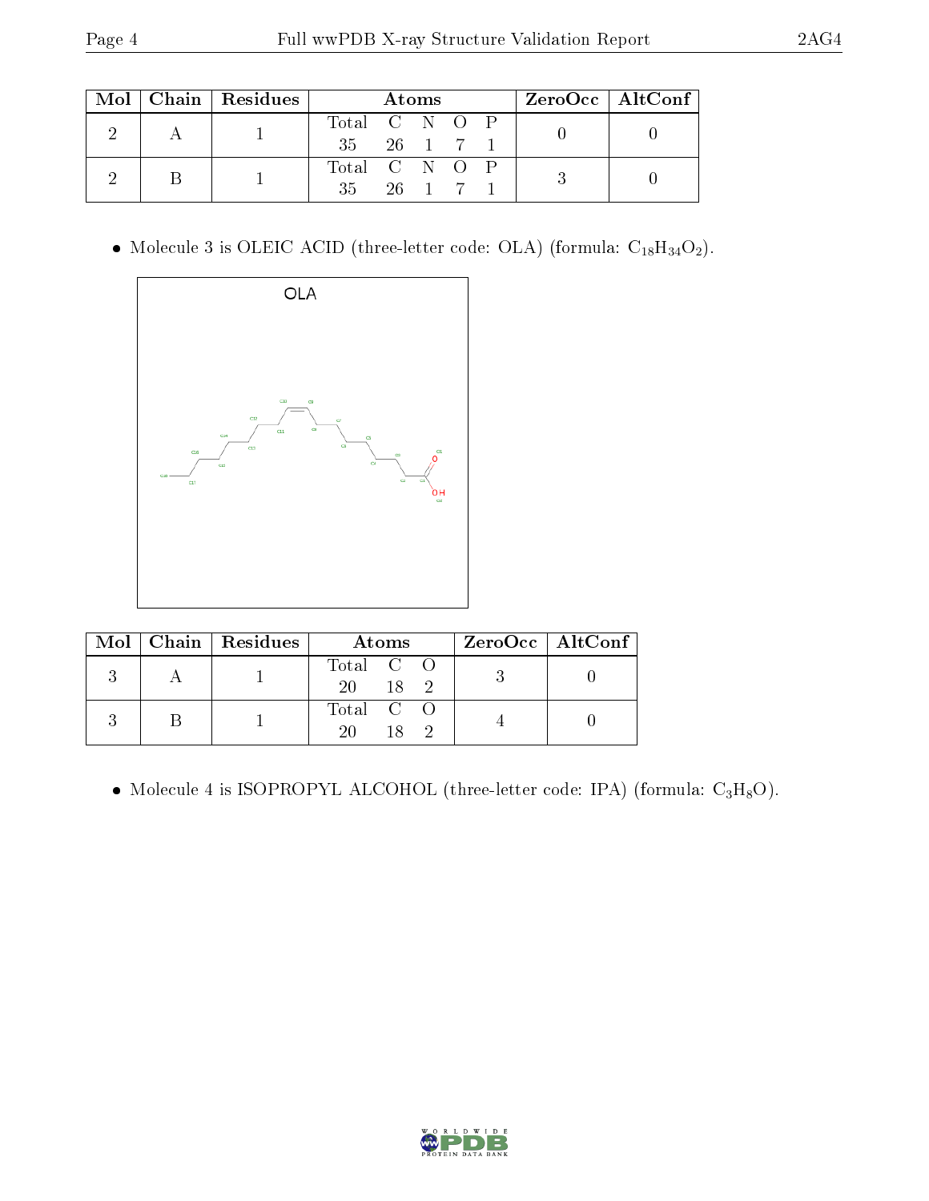| Mol | Chain | Residues | Atoms | | | | | ZeroOcc | AltConf |
|---|---|---|---|---|---|---|---|---|---|
| | | | Total | C | N | O | P | | |
| 2 | A | 1 | 35 | 26 | 1 | 7 | 1 | 0 | 0 |
| 2 | B | 1 | 35 | 26 | 1 | 7 | 1 | 3 | 0 |

- Molecule 3 is OLEIC ACID (three-letter code: OLA) (formula: $C_{18}H_{34}O_2$).

| Mol | Chain | Residues | Atoms | | | ZeroOcc | AltConf |
|---|---|---|---|---|---|---|---|
| | | | Total | C | O | | |
| 3 | A | 1 | 20 | 18 | 2 | 3 | 0 |
| 3 | B | 1 | 20 | 18 | 2 | 4 | 0 |

- Molecule 4 is ISOPROPYL ALCOHOL (three-letter code: IPA) (formula: $C_3H_8O$).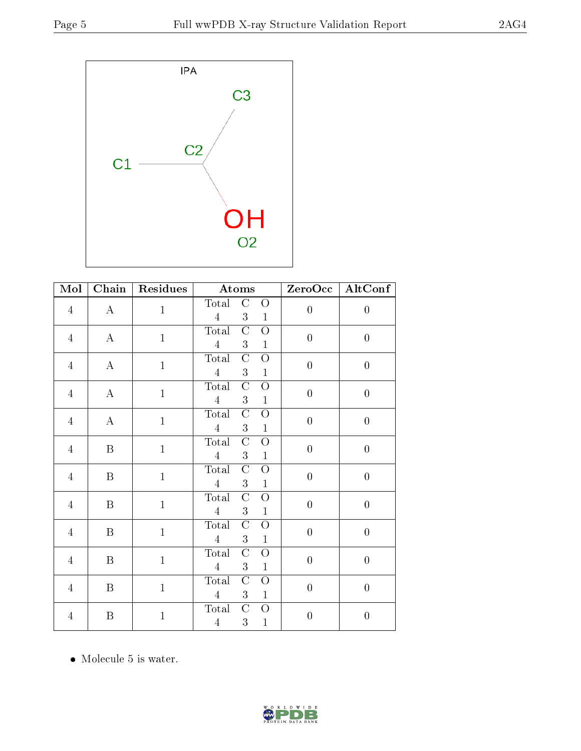| Mol | Chain | Residues | Atoms | | | ZeroOcc | AltConf |
|---|---|---|---|---|---|---|---|
| | | | Total | C | O | | |
| 4 | A | 1 | 4 | 3 | 1 | 0 | 0 |
| 4 | A | 1 | 4 | 3 | 1 | 0 | 0 |
| 4 | A | 1 | 4 | 3 | 1 | 0 | 0 |
| 4 | A | 1 | 4 | 3 | 1 | 0 | 0 |
| 4 | A | 1 | 4 | 3 | 1 | 0 | 0 |
| 4 | B | 1 | 4 | 3 | 1 | 0 | 0 |
| 4 | B | 1 | 4 | 3 | 1 | 0 | 0 |
| 4 | B | 1 | 4 | 3 | 1 | 0 | 0 |
| 4 | B | 1 | 4 | 3 | 1 | 0 | 0 |
| 4 | B | 1 | 4 | 3 | 1 | 0 | 0 |
| 4 | B | 1 | 4 | 3 | 1 | 0 | 0 |
| 4 | B | 1 | 4 | 3 | 1 | 0 | 0 |

- Molecule 5 is water.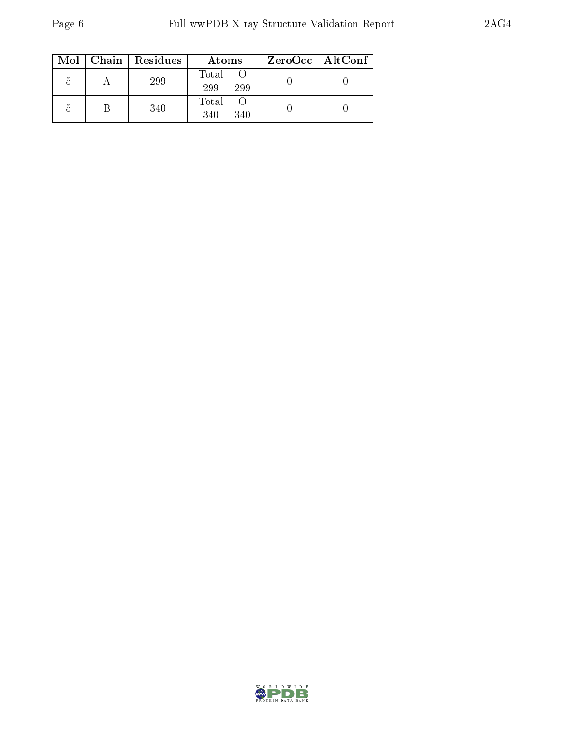| Mol | Chain | Residues | Atoms | | ZeroOcc | AltConf |
|---|---|---|---|---|---|---|
| | | | Total | O | | |
| 5 | A | 299 | 299 | 299 | 0 | 0 |
| 5 | B | 340 | 340 | 340 | 0 | 0 |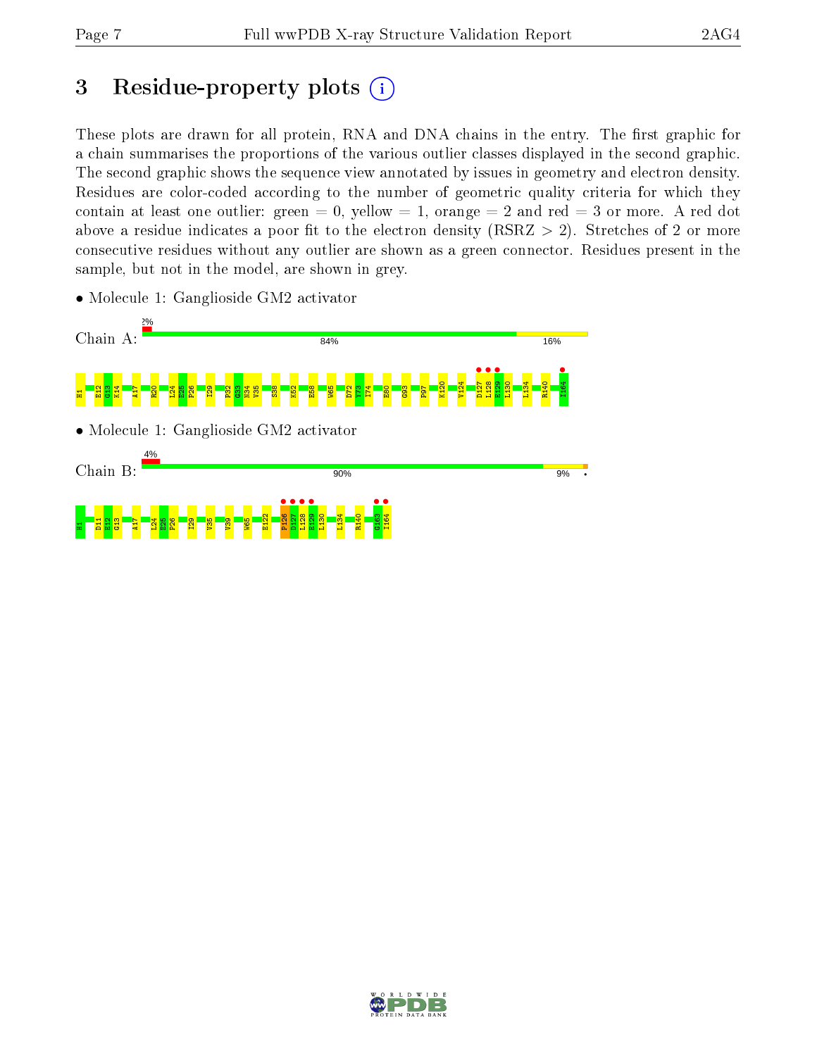# 3 Residue-property plots

These plots are drawn for all protein, RNA and DNA chains in the entry. The first graphic for a chain summarises the proportions of the various outlier classes displayed in the second graphic. The second graphic shows the sequence view annotated by issues in geometry and electron density. Residues are color-coded according to the number of geometric quality criteria for which they contain at least one outlier: green = 0, yellow = 1, orange = 2 and red = 3 or more. A red dot above a residue indicates a poor fit to the electron density (RSRZ > 2). Stretches of 2 or more consecutive residues without any outlier are shown as a green connector. Residues present in the sample, but not in the model, are shown in grey.

- Molecule 1: Ganglioside GM2 activator

Chain A: 2% | 84% | 16%

H1 E12 G13 K14 A17 R20 L24 E25 P26 I29 P32 G33 N34 V35 S38 K52 E58 W65 D72 Y73 I74 E80 G93 P97 K120 V124 D127 L128 E129 L130 L134 R140 I164

- Molecule 1: Ganglioside GM2 activator

Chain B: 4% | 90% | 9% | •

H1 D11 E12 G13 A17 L24 E25 P26 I29 V35 V39 W65 E122 P126 D127 L128 E129 L130 L134 R140 G163 I164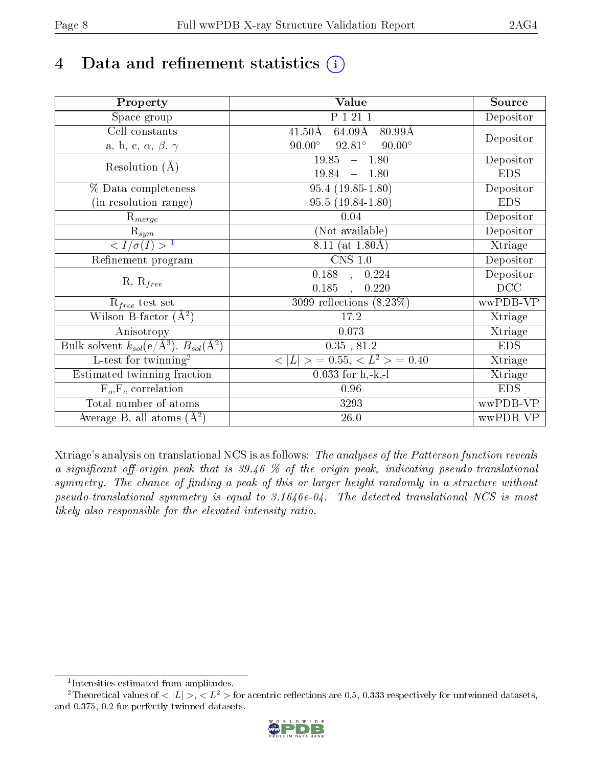# 4 Data and refinement statistics (i)

| Property | Value | Source |
|---|---|---|
| Space group | P 1 21 1 | Depositor |
| Cell constants<br>a, b, c, $\alpha$, $\beta$, $\gamma$ | 41.50Å 64.09Å 80.99Å<br>90.00° 92.81° 90.00° | Depositor |
| Resolution (Å) | 19.85 – 1.80<br>19.84 – 1.80 | Depositor<br>EDS |
| % Data completeness<br>(in resolution range) | 95.4 (19.85-1.80)<br>95.5 (19.84-1.80) | Depositor<br>EDS |
| $R_{merge}$ | 0.04 | Depositor |
| $R_{sym}$ | (Not available) | Depositor |
| $< I/\sigma(I) >$ [1] | 8.11 (at 1.80Å) | Xtriage |
| Refinement program | CNS 1.0 | Depositor |
| R, $R_{free}$ | 0.188 , 0.224<br>0.185 , 0.220 | Depositor<br>DCC |
| $R_{free}$ test set | 3099 reflections (8.23%) | wwPDB-VP |
| Wilson B-factor (Å$^2$) | 17.2 | Xtriage |
| Anisotropy | 0.073 | Xtriage |
| Bulk solvent $k_{sol}$(e/Å$^3$), $B_{sol}$(Å$^2$) | 0.35 , 81.2 | EDS |
| L-test for twinning[2] | $< \|L\| >= 0.55$, $< L^2 >= 0.40$ | Xtriage |
| Estimated twinning fraction | 0.033 for h,-k,-l | Xtriage |
| $F_o$,$F_c$ correlation | 0.96 | EDS |
| Total number of atoms | 3293 | wwPDB-VP |
| Average B, all atoms (Å$^2$) | 26.0 | wwPDB-VP |

Xtriage's analysis on translational NCS is as follows: *The analyses of the Patterson function reveals a significant off-origin peak that is 39.46 % of the origin peak, indicating pseudo-translational symmetry. The chance of finding a peak of this or larger height randomly in a structure without pseudo-translational symmetry is equal to 3.1646e-04. The detected translational NCS is most likely also responsible for the elevated intensity ratio.*

[1] Intensities estimated from amplitudes.

[2] Theoretical values of $< |L| >$, $< L^2 >$ for acentric reflections are 0.5, 0.333 respectively for untwinned datasets, and 0.375, 0.2 for perfectly twinned datasets.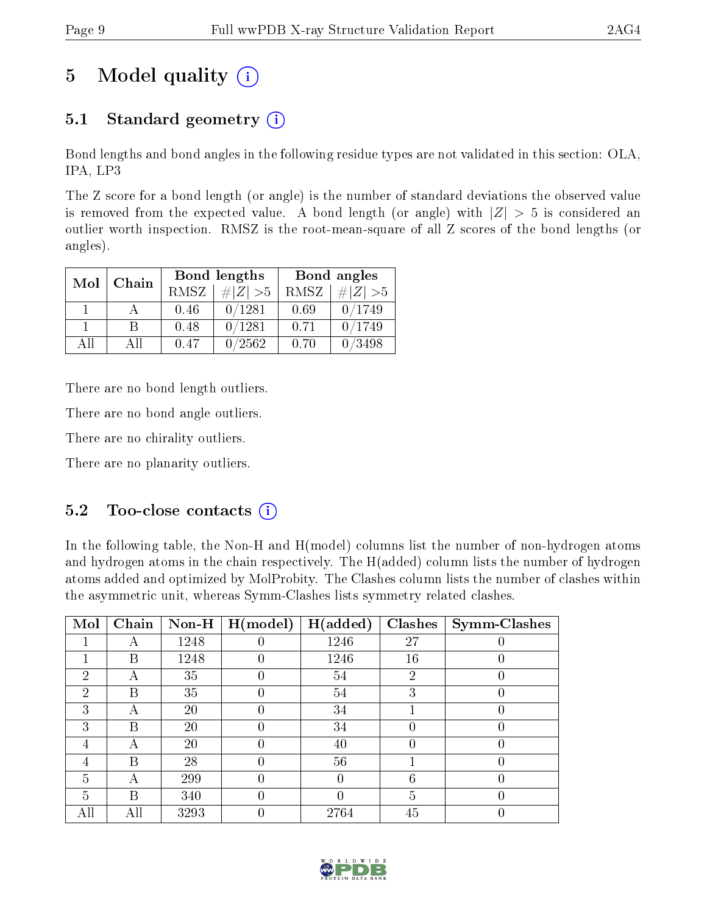# 5 Model quality (i)

## 5.1 Standard geometry (i)

Bond lengths and bond angles in the following residue types are not validated in this section: OLA, IPA, LP3

The Z score for a bond length (or angle) is the number of standard deviations the observed value is removed from the expected value. A bond length (or angle) with $|Z| > 5$ is considered an outlier worth inspection. RMSZ is the root-mean-square of all Z scores of the bond lengths (or angles).

| Mol | Chain | Bond lengths | | Bond angles | |
|---|---|---|---|---|---|
| | | RMSZ | $\#|Z| > 5$ | RMSZ | $\#|Z| > 5$ |
| 1 | A | 0.46 | 0/1281 | 0.69 | 0/1749 |
| 1 | B | 0.48 | 0/1281 | 0.71 | 0/1749 |
| All | All | 0.47 | 0/2562 | 0.70 | 0/3498 |

There are no bond length outliers.

There are no bond angle outliers.

There are no chirality outliers.

There are no planarity outliers.

## 5.2 Too-close contacts (i)

In the following table, the Non-H and H(model) columns list the number of non-hydrogen atoms and hydrogen atoms in the chain respectively. The H(added) column lists the number of hydrogen atoms added and optimized by MolProbity. The Clashes column lists the number of clashes within the asymmetric unit, whereas Symm-Clashes lists symmetry related clashes.

| Mol | Chain | Non-H | H(model) | H(added) | Clashes | Symm-Clashes |
|---|---|---|---|---|---|---|
| 1 | A | 1248 | 0 | 1246 | 27 | 0 |
| 1 | B | 1248 | 0 | 1246 | 16 | 0 |
| 2 | A | 35 | 0 | 54 | 2 | 0 |
| 2 | B | 35 | 0 | 54 | 3 | 0 |
| 3 | A | 20 | 0 | 34 | 1 | 0 |
| 3 | B | 20 | 0 | 34 | 0 | 0 |
| 4 | A | 20 | 0 | 40 | 0 | 0 |
| 4 | B | 28 | 0 | 56 | 1 | 0 |
| 5 | A | 299 | 0 | 0 | 6 | 0 |
| 5 | B | 340 | 0 | 0 | 5 | 0 |
| All | All | 3293 | 0 | 2764 | 45 | 0 |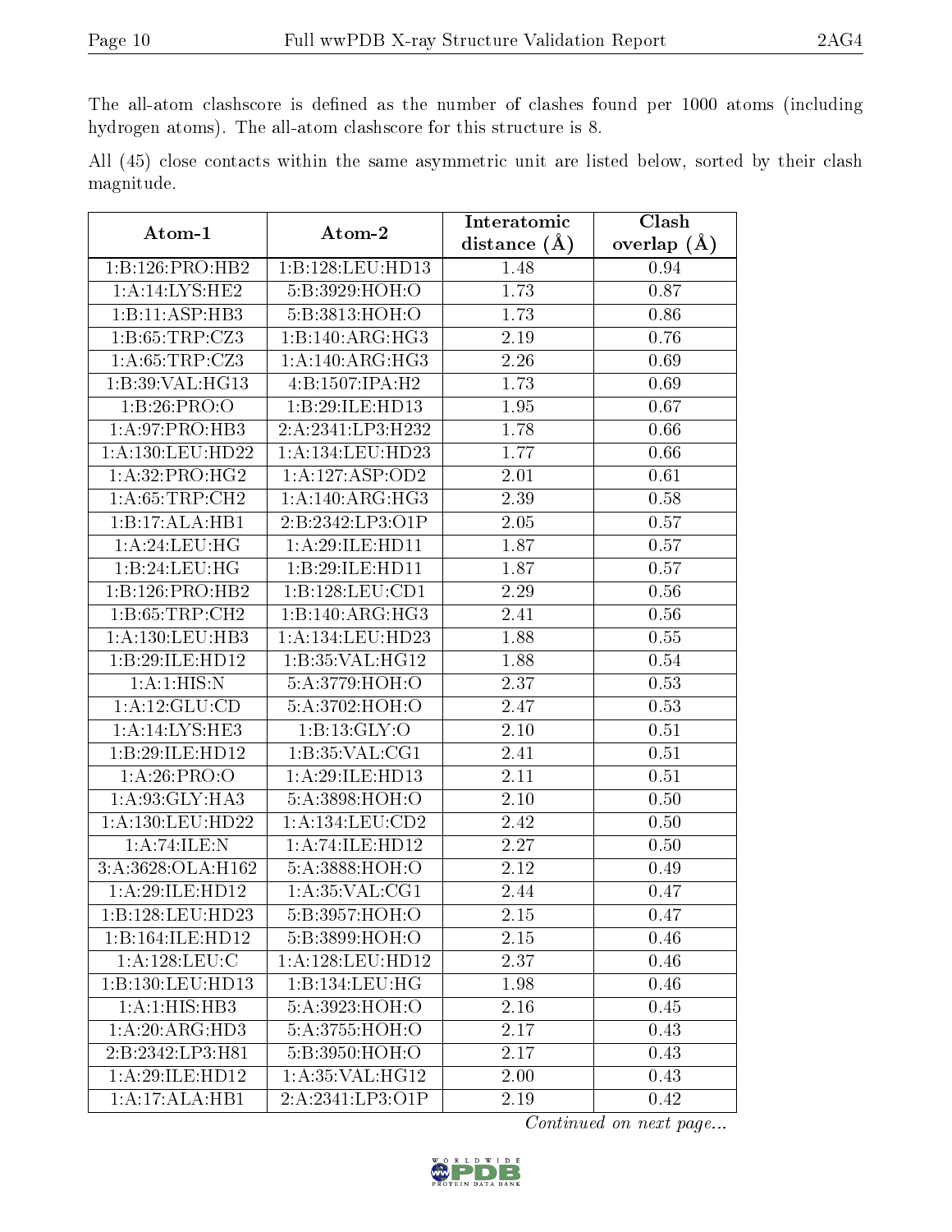The all-atom clashscore is defined as the number of clashes found per 1000 atoms (including hydrogen atoms). The all-atom clashscore for this structure is 8.

All (45) close contacts within the same asymmetric unit are listed below, sorted by their clash magnitude.

| Atom-1 | Atom-2 | Interatomic distance (Å) | Clash overlap (Å) |
|---|---|---|---|
| 1:B:126:PRO:HB2 | 1:B:128:LEU:HD13 | 1.48 | 0.94 |
| 1:A:14:LYS:HE2 | 5:B:3929:HOH:O | 1.73 | 0.87 |
| 1:B:11:ASP:HB3 | 5:B:3813:HOH:O | 1.73 | 0.86 |
| 1:B:65:TRP:CZ3 | 1:B:140:ARG:HG3 | 2.19 | 0.76 |
| 1:A:65:TRP:CZ3 | 1:A:140:ARG:HG3 | 2.26 | 0.69 |
| 1:B:39:VAL:HG13 | 4:B:1507:IPA:H2 | 1.73 | 0.69 |
| 1:B:26:PRO:O | 1:B:29:ILE:HD13 | 1.95 | 0.67 |
| 1:A:97:PRO:HB3 | 2:A:2341:LP3:H232 | 1.78 | 0.66 |
| 1:A:130:LEU:HD22 | 1:A:134:LEU:HD23 | 1.77 | 0.66 |
| 1:A:32:PRO:HG2 | 1:A:127:ASP:OD2 | 2.01 | 0.61 |
| 1:A:65:TRP:CH2 | 1:A:140:ARG:HG3 | 2.39 | 0.58 |
| 1:B:17:ALA:HB1 | 2:B:2342:LP3:O1P | 2.05 | 0.57 |
| 1:A:24:LEU:HG | 1:A:29:ILE:HD11 | 1.87 | 0.57 |
| 1:B:24:LEU:HG | 1:B:29:ILE:HD11 | 1.87 | 0.57 |
| 1:B:126:PRO:HB2 | 1:B:128:LEU:CD1 | 2.29 | 0.56 |
| 1:B:65:TRP:CH2 | 1:B:140:ARG:HG3 | 2.41 | 0.56 |
| 1:A:130:LEU:HB3 | 1:A:134:LEU:HD23 | 1.88 | 0.55 |
| 1:B:29:ILE:HD12 | 1:B:35:VAL:HG12 | 1.88 | 0.54 |
| 1:A:1:HIS:N | 5:A:3779:HOH:O | 2.37 | 0.53 |
| 1:A:12:GLU:CD | 5:A:3702:HOH:O | 2.47 | 0.53 |
| 1:A:14:LYS:HE3 | 1:B:13:GLY:O | 2.10 | 0.51 |
| 1:B:29:ILE:HD12 | 1:B:35:VAL:CG1 | 2.41 | 0.51 |
| 1:A:26:PRO:O | 1:A:29:ILE:HD13 | 2.11 | 0.51 |
| 1:A:93:GLY:HA3 | 5:A:3898:HOH:O | 2.10 | 0.50 |
| 1:A:130:LEU:HD22 | 1:A:134:LEU:CD2 | 2.42 | 0.50 |
| 1:A:74:ILE:N | 1:A:74:ILE:HD12 | 2.27 | 0.50 |
| 3:A:3628:OLA:H162 | 5:A:3888:HOH:O | 2.12 | 0.49 |
| 1:A:29:ILE:HD12 | 1:A:35:VAL:CG1 | 2.44 | 0.47 |
| 1:B:128:LEU:HD23 | 5:B:3957:HOH:O | 2.15 | 0.47 |
| 1:B:164:ILE:HD12 | 5:B:3899:HOH:O | 2.15 | 0.46 |
| 1:A:128:LEU:C | 1:A:128:LEU:HD12 | 2.37 | 0.46 |
| 1:B:130:LEU:HD13 | 1:B:134:LEU:HG | 1.98 | 0.46 |
| 1:A:1:HIS:HB3 | 5:A:3923:HOH:O | 2.16 | 0.45 |
| 1:A:20:ARG:HD3 | 5:A:3755:HOH:O | 2.17 | 0.43 |
| 2:B:2342:LP3:H81 | 5:B:3950:HOH:O | 2.17 | 0.43 |
| 1:A:29:ILE:HD12 | 1:A:35:VAL:HG12 | 2.00 | 0.43 |
| 1:A:17:ALA:HB1 | 2:A:2341:LP3:O1P | 2.19 | 0.42 |

*Continued on next page...*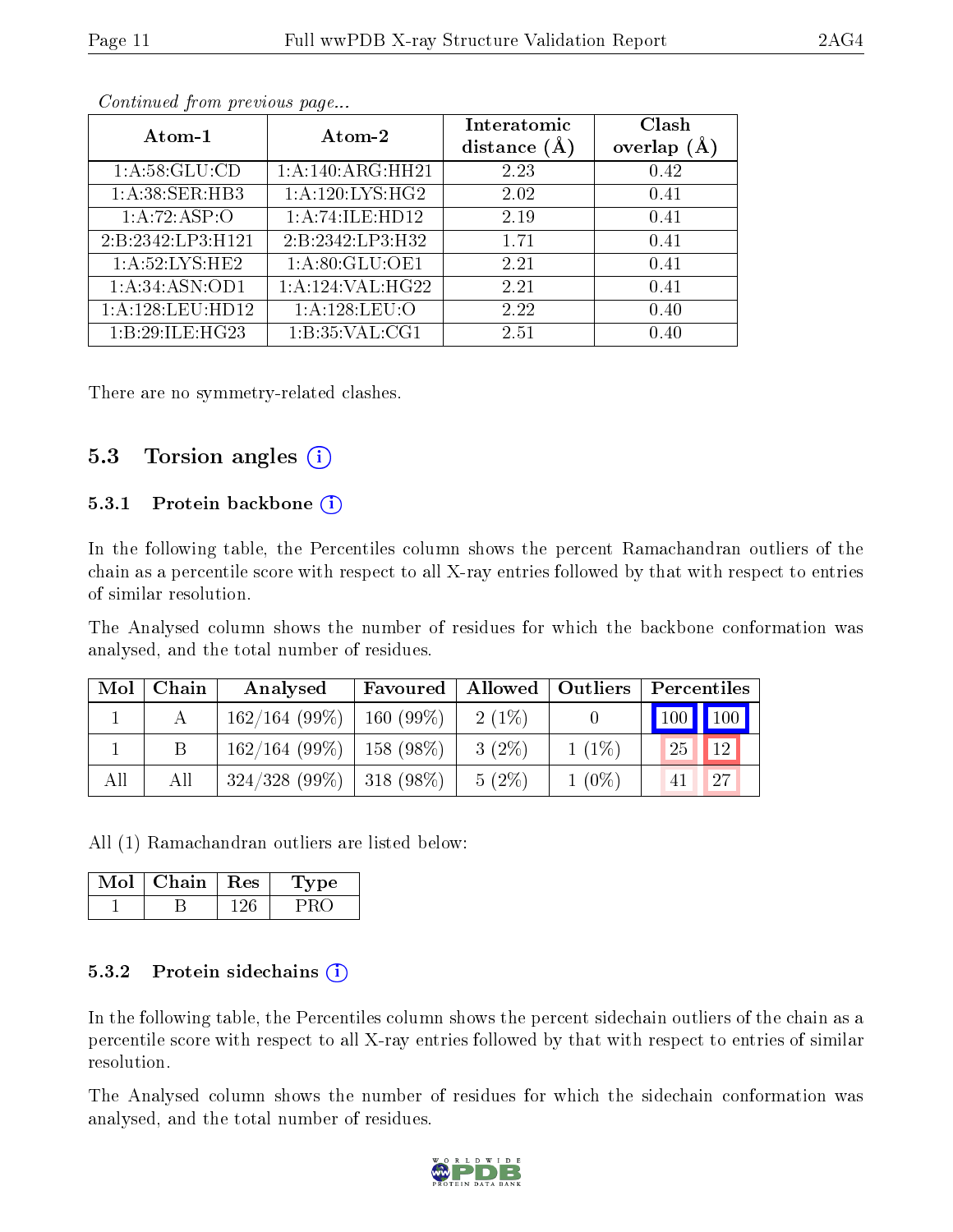*Continued from previous page...*

| Atom-1 | Atom-2 | Interatomic distance (Å) | Clash overlap (Å) |
|---|---|---|---|
| 1:A:58:GLU:CD | 1:A:140:ARG:HH21 | 2.23 | 0.42 |
| 1:A:38:SER:HB3 | 1:A:120:LYS:HG2 | 2.02 | 0.41 |
| 1:A:72:ASP:O | 1:A:74:ILE:HD12 | 2.19 | 0.41 |
| 2:B:2342:LP3:H121 | 2:B:2342:LP3:H32 | 1.71 | 0.41 |
| 1:A:52:LYS:HE2 | 1:A:80:GLU:OE1 | 2.21 | 0.41 |
| 1:A:34:ASN:OD1 | 1:A:124:VAL:HG22 | 2.21 | 0.41 |
| 1:A:128:LEU:HD12 | 1:A:128:LEU:O | 2.22 | 0.40 |
| 1:B:29:ILE:HG23 | 1:B:35:VAL:CG1 | 2.51 | 0.40 |

There are no symmetry-related clashes.

## 5.3 Torsion angles

### 5.3.1 Protein backbone

In the following table, the Percentiles column shows the percent Ramachandran outliers of the chain as a percentile score with respect to all X-ray entries followed by that with respect to entries of similar resolution.

The Analysed column shows the number of residues for which the backbone conformation was analysed, and the total number of residues.

| Mol | Chain | Analysed | Favoured | Allowed | Outliers | Percentiles | |
|---|---|---|---|---|---|---|---|
| 1 | A | 162/164 (99%) | 160 (99%) | 2 (1%) | 0 | 100 | 100 |
| 1 | B | 162/164 (99%) | 158 (98%) | 3 (2%) | 1 (1%) | 25 | 12 |
| All | All | 324/328 (99%) | 318 (98%) | 5 (2%) | 1 (0%) | 41 | 27 |

All (1) Ramachandran outliers are listed below:

| Mol | Chain | Res | Type |
|---|---|---|---|
| 1 | B | 126 | PRO |

### 5.3.2 Protein sidechains

In the following table, the Percentiles column shows the percent sidechain outliers of the chain as a percentile score with respect to all X-ray entries followed by that with respect to entries of similar resolution.

The Analysed column shows the number of residues for which the sidechain conformation was analysed, and the total number of residues.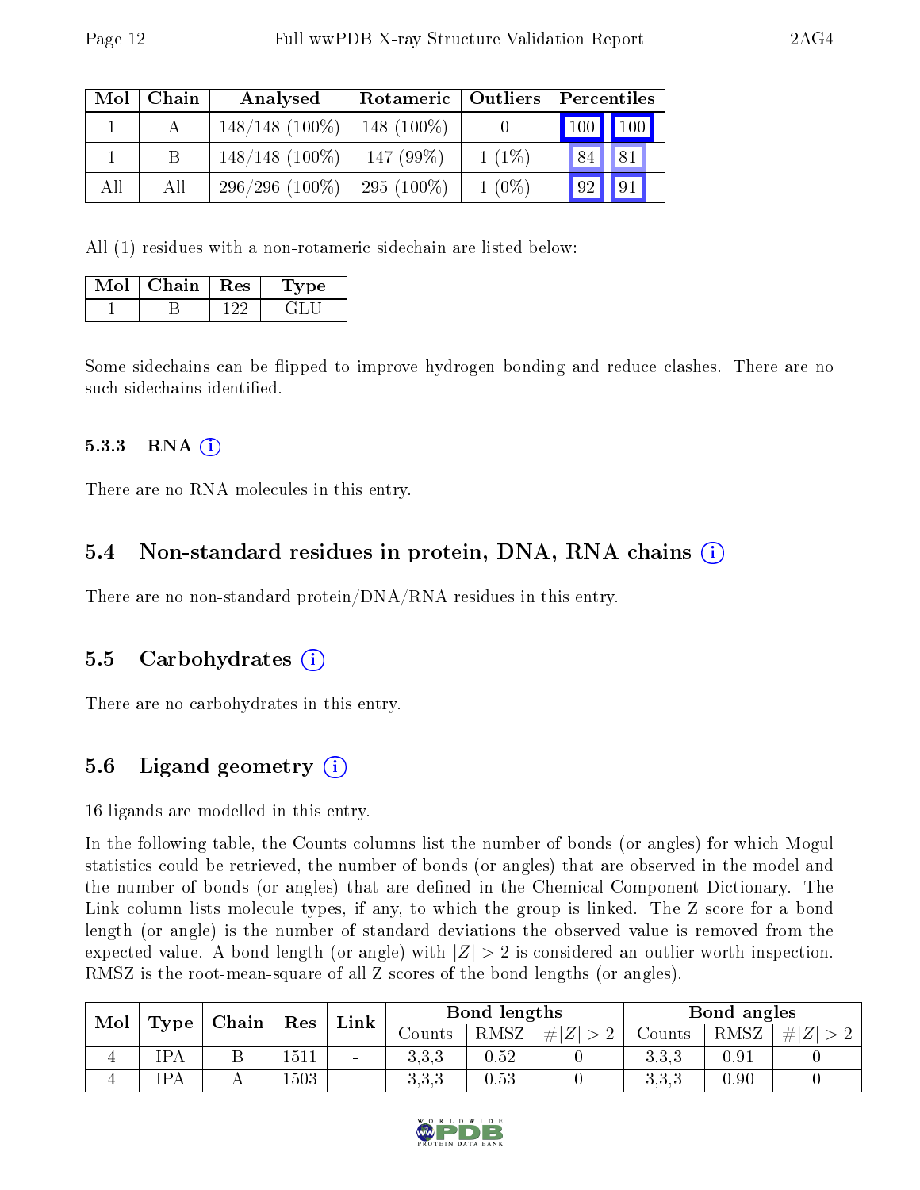| Mol | Chain | Analysed | Rotameric | Outliers | Percentiles | |
|---|---|---|---|---|---|---|
| 1 | A | 148/148 (100%) | 148 (100%) | 0 | 100 | 100 |
| 1 | B | 148/148 (100%) | 147 (99%) | 1 (1%) | 84 | 81 |
| All | All | 296/296 (100%) | 295 (100%) | 1 (0%) | 92 | 91 |

All (1) residues with a non-rotameric sidechain are listed below:

| Mol | Chain | Res | Type |
|---|---|---|---|
| 1 | B | 122 | GLU |

Some sidechains can be flipped to improve hydrogen bonding and reduce clashes. There are no such sidechains identified.

#### 5.3.3 RNA (i)

There are no RNA molecules in this entry.

### 5.4 Non-standard residues in protein, DNA, RNA chains (i)

There are no non-standard protein/DNA/RNA residues in this entry.

### 5.5 Carbohydrates (i)

There are no carbohydrates in this entry.

### 5.6 Ligand geometry (i)

16 ligands are modelled in this entry.

In the following table, the Counts columns list the number of bonds (or angles) for which Mogul statistics could be retrieved, the number of bonds (or angles) that are observed in the model and the number of bonds (or angles) that are defined in the Chemical Component Dictionary. The Link column lists molecule types, if any, to which the group is linked. The Z score for a bond length (or angle) is the number of standard deviations the observed value is removed from the expected value. A bond length (or angle) with $|Z| > 2$ is considered an outlier worth inspection. RMSZ is the root-mean-square of all Z scores of the bond lengths (or angles).

| Mol | Type | Chain | Res | Link | Bond lengths | | | Bond angles | | |
|---|---|---|---|---|---|---|---|---|---|---|
| | | | | | Counts | RMSZ | $\#\|Z\| > 2$ | Counts | RMSZ | $\#\|Z\| > 2$ |
| 4 | IPA | B | 1511 | - | 3,3,3 | 0.52 | 0 | 3,3,3 | 0.91 | 0 |
| 4 | IPA | A | 1503 | - | 3,3,3 | 0.53 | 0 | 3,3,3 | 0.90 | 0 |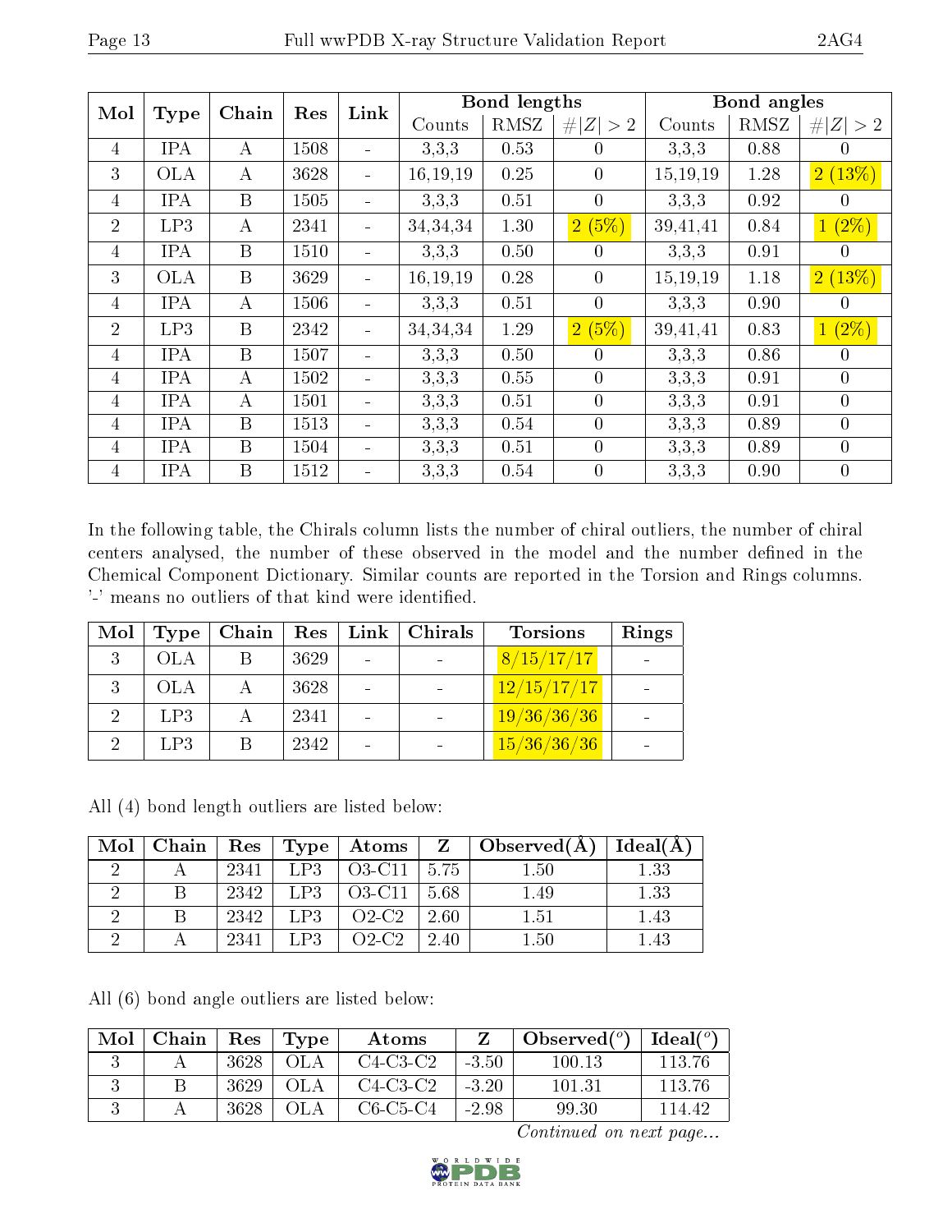| Mol | Type | Chain | Res | Link | Bond lengths | | | Bond angles | | |
|---|---|---|---|---|---|---|---|---|---|---|
| | | | | | Counts | RMSZ | #\|Z\| > 2 | Counts | RMSZ | #\|Z\| > 2 |
| 4 | IPA | A | 1508 | - | 3,3,3 | 0.53 | 0 | 3,3,3 | 0.88 | 0 |
| 3 | OLA | A | 3628 | - | 16,19,19 | 0.25 | 0 | 15,19,19 | 1.28 | 2 (13%) |
| 4 | IPA | B | 1505 | - | 3,3,3 | 0.51 | 0 | 3,3,3 | 0.92 | 0 |
| 2 | LP3 | A | 2341 | - | 34,34,34 | 1.30 | 2 (5%) | 39,41,41 | 0.84 | 1 (2%) |
| 4 | IPA | B | 1510 | - | 3,3,3 | 0.50 | 0 | 3,3,3 | 0.91 | 0 |
| 3 | OLA | B | 3629 | - | 16,19,19 | 0.28 | 0 | 15,19,19 | 1.18 | 2 (13%) |
| 4 | IPA | A | 1506 | - | 3,3,3 | 0.51 | 0 | 3,3,3 | 0.90 | 0 |
| 2 | LP3 | B | 2342 | - | 34,34,34 | 1.29 | 2 (5%) | 39,41,41 | 0.83 | 1 (2%) |
| 4 | IPA | B | 1507 | - | 3,3,3 | 0.50 | 0 | 3,3,3 | 0.86 | 0 |
| 4 | IPA | A | 1502 | - | 3,3,3 | 0.55 | 0 | 3,3,3 | 0.91 | 0 |
| 4 | IPA | A | 1501 | - | 3,3,3 | 0.51 | 0 | 3,3,3 | 0.91 | 0 |
| 4 | IPA | B | 1513 | - | 3,3,3 | 0.54 | 0 | 3,3,3 | 0.89 | 0 |
| 4 | IPA | B | 1504 | - | 3,3,3 | 0.51 | 0 | 3,3,3 | 0.89 | 0 |
| 4 | IPA | B | 1512 | - | 3,3,3 | 0.54 | 0 | 3,3,3 | 0.90 | 0 |

In the following table, the Chirals column lists the number of chiral outliers, the number of chiral centers analysed, the number of these observed in the model and the number defined in the Chemical Component Dictionary. Similar counts are reported in the Torsion and Rings columns. '-' means no outliers of that kind were identified.

| Mol | Type | Chain | Res | Link | Chirals | Torsions | Rings |
|---|---|---|---|---|---|---|---|
| 3 | OLA | B | 3629 | - | - | 8/15/17/17 | - |
| 3 | OLA | A | 3628 | - | - | 12/15/17/17 | - |
| 2 | LP3 | A | 2341 | - | - | 19/36/36/36 | - |
| 2 | LP3 | B | 2342 | - | - | 15/36/36/36 | - |

All (4) bond length outliers are listed below:

| Mol | Chain | Res | Type | Atoms | Z | Observed(Å) | Ideal(Å) |
|---|---|---|---|---|---|---|---|
| 2 | A | 2341 | LP3 | O3-C11 | 5.75 | 1.50 | 1.33 |
| 2 | B | 2342 | LP3 | O3-C11 | 5.68 | 1.49 | 1.33 |
| 2 | B | 2342 | LP3 | O2-C2 | 2.60 | 1.51 | 1.43 |
| 2 | A | 2341 | LP3 | O2-C2 | 2.40 | 1.50 | 1.43 |

All (6) bond angle outliers are listed below:

| Mol | Chain | Res | Type | Atoms | Z | Observed(°) | Ideal(°) |
|---|---|---|---|---|---|---|---|
| 3 | A | 3628 | OLA | C4-C3-C2 | -3.50 | 100.13 | 113.76 |
| 3 | B | 3629 | OLA | C4-C3-C2 | -3.20 | 101.31 | 113.76 |
| 3 | A | 3628 | OLA | C6-C5-C4 | -2.98 | 99.30 | 114.42 |

*Continued on next page...*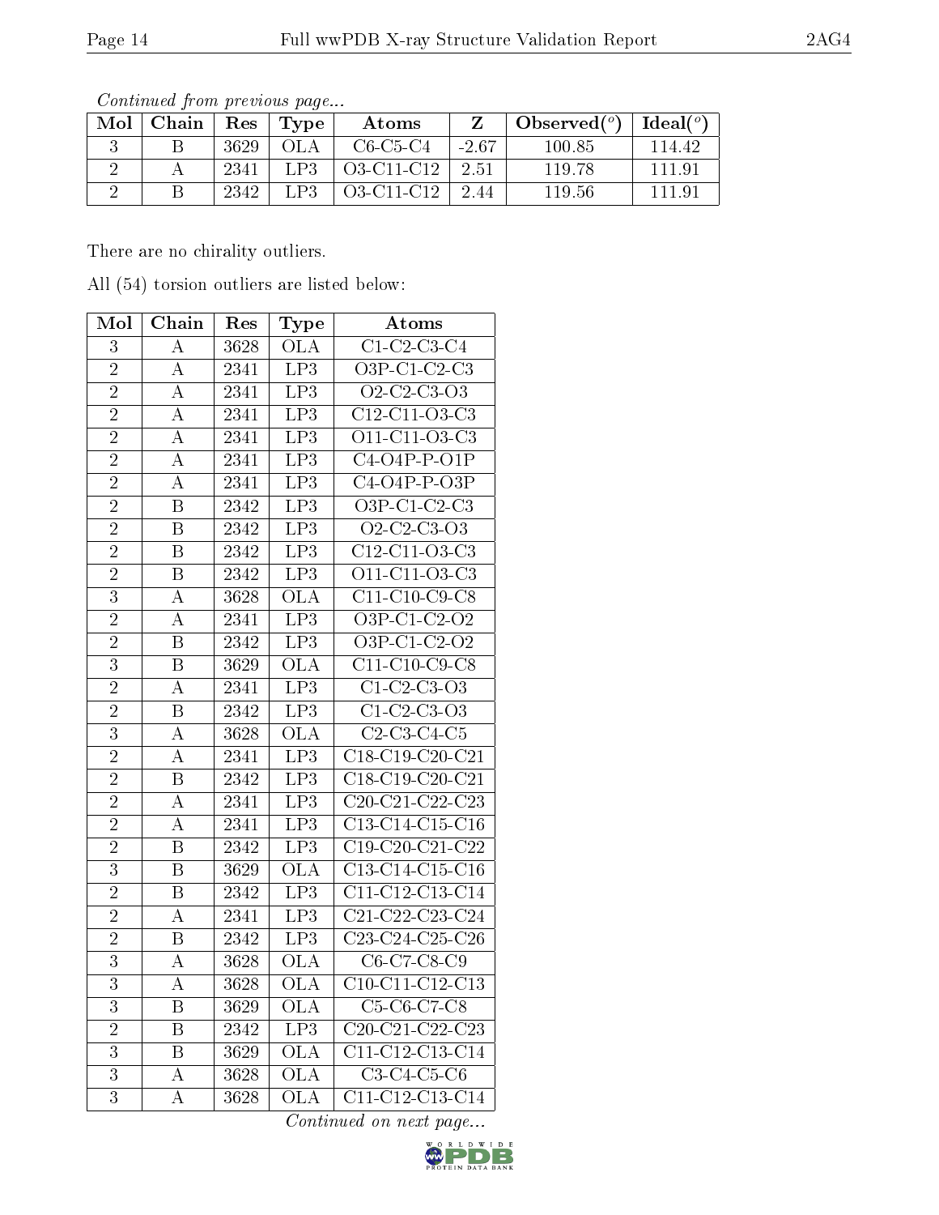*Continued from previous page...*

| Mol | Chain | Res | Type | Atoms | Z | Observed(°) | Ideal(°) |
|---|---|---|---|---|---|---|---|
| 3 | B | 3629 | OLA | C6-C5-C4 | -2.67 | 100.85 | 114.42 |
| 2 | A | 2341 | LP3 | O3-C11-C12 | 2.51 | 119.78 | 111.91 |
| 2 | B | 2342 | LP3 | O3-C11-C12 | 2.44 | 119.56 | 111.91 |

There are no chirality outliers.

All (54) torsion outliers are listed below:

| Mol | Chain | Res | Type | Atoms |
|---|---|---|---|---|
| 3 | A | 3628 | OLA | C1-C2-C3-C4 |
| 2 | A | 2341 | LP3 | O3P-C1-C2-C3 |
| 2 | A | 2341 | LP3 | O2-C2-C3-O3 |
| 2 | A | 2341 | LP3 | C12-C11-O3-C3 |
| 2 | A | 2341 | LP3 | O11-C11-O3-C3 |
| 2 | A | 2341 | LP3 | C4-O4P-P-O1P |
| 2 | A | 2341 | LP3 | C4-O4P-P-O3P |
| 2 | B | 2342 | LP3 | O3P-C1-C2-C3 |
| 2 | B | 2342 | LP3 | O2-C2-C3-O3 |
| 2 | B | 2342 | LP3 | C12-C11-O3-C3 |
| 2 | B | 2342 | LP3 | O11-C11-O3-C3 |
| 3 | A | 3628 | OLA | C11-C10-C9-C8 |
| 2 | A | 2341 | LP3 | O3P-C1-C2-O2 |
| 2 | B | 2342 | LP3 | O3P-C1-C2-O2 |
| 3 | B | 3629 | OLA | C11-C10-C9-C8 |
| 2 | A | 2341 | LP3 | C1-C2-C3-O3 |
| 2 | B | 2342 | LP3 | C1-C2-C3-O3 |
| 3 | A | 3628 | OLA | C2-C3-C4-C5 |
| 2 | A | 2341 | LP3 | C18-C19-C20-C21 |
| 2 | B | 2342 | LP3 | C18-C19-C20-C21 |
| 2 | A | 2341 | LP3 | C20-C21-C22-C23 |
| 2 | A | 2341 | LP3 | C13-C14-C15-C16 |
| 2 | B | 2342 | LP3 | C19-C20-C21-C22 |
| 3 | B | 3629 | OLA | C13-C14-C15-C16 |
| 2 | B | 2342 | LP3 | C11-C12-C13-C14 |
| 2 | A | 2341 | LP3 | C21-C22-C23-C24 |
| 2 | B | 2342 | LP3 | C23-C24-C25-C26 |
| 3 | A | 3628 | OLA | C6-C7-C8-C9 |
| 3 | A | 3628 | OLA | C10-C11-C12-C13 |
| 3 | B | 3629 | OLA | C5-C6-C7-C8 |
| 2 | B | 2342 | LP3 | C20-C21-C22-C23 |
| 3 | B | 3629 | OLA | C11-C12-C13-C14 |
| 3 | A | 3628 | OLA | C3-C4-C5-C6 |
| 3 | A | 3628 | OLA | C11-C12-C13-C14 |

*Continued on next page...*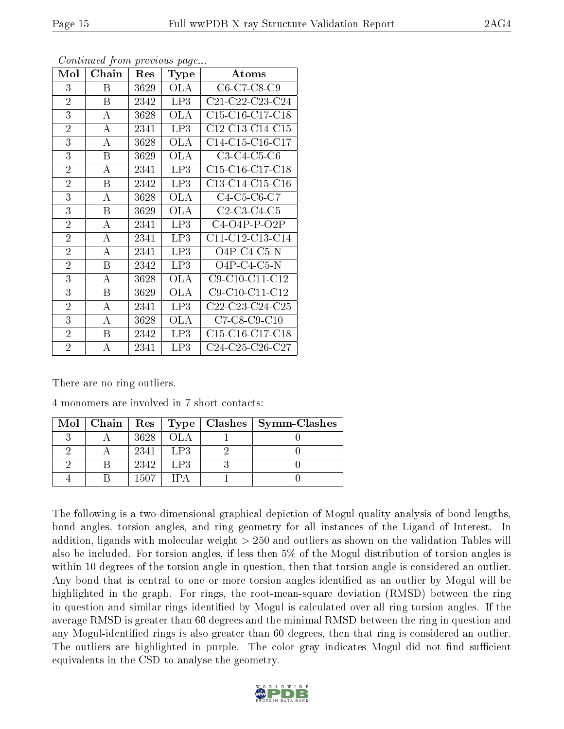*Continued from previous page...*

| Mol | Chain | Res | Type | Atoms |
|---|---|---|---|---|
| 3 | B | 3629 | OLA | C6-C7-C8-C9 |
| 2 | B | 2342 | LP3 | C21-C22-C23-C24 |
| 3 | A | 3628 | OLA | C15-C16-C17-C18 |
| 2 | A | 2341 | LP3 | C12-C13-C14-C15 |
| 3 | A | 3628 | OLA | C14-C15-C16-C17 |
| 3 | B | 3629 | OLA | C3-C4-C5-C6 |
| 2 | A | 2341 | LP3 | C15-C16-C17-C18 |
| 2 | B | 2342 | LP3 | C13-C14-C15-C16 |
| 3 | A | 3628 | OLA | C4-C5-C6-C7 |
| 3 | B | 3629 | OLA | C2-C3-C4-C5 |
| 2 | A | 2341 | LP3 | C4-O4P-P-O2P |
| 2 | A | 2341 | LP3 | C11-C12-C13-C14 |
| 2 | A | 2341 | LP3 | O4P-C4-C5-N |
| 2 | B | 2342 | LP3 | O4P-C4-C5-N |
| 3 | A | 3628 | OLA | C9-C10-C11-C12 |
| 3 | B | 3629 | OLA | C9-C10-C11-C12 |
| 2 | A | 2341 | LP3 | C22-C23-C24-C25 |
| 3 | A | 3628 | OLA | C7-C8-C9-C10 |
| 2 | B | 2342 | LP3 | C15-C16-C17-C18 |
| 2 | A | 2341 | LP3 | C24-C25-C26-C27 |

There are no ring outliers.

4 monomers are involved in 7 short contacts:

| Mol | Chain | Res | Type | Clashes | Symm-Clashes |
|---|---|---|---|---|---|
| 3 | A | 3628 | OLA | 1 | 0 |
| 2 | A | 2341 | LP3 | 2 | 0 |
| 2 | B | 2342 | LP3 | 3 | 0 |
| 4 | B | 1507 | IPA | 1 | 0 |

The following is a two-dimensional graphical depiction of Mogul quality analysis of bond lengths, bond angles, torsion angles, and ring geometry for all instances of the Ligand of Interest. In addition, ligands with molecular weight > 250 and outliers as shown on the validation Tables will also be included. For torsion angles, if less then 5% of the Mogul distribution of torsion angles is within 10 degrees of the torsion angle in question, then that torsion angle is considered an outlier. Any bond that is central to one or more torsion angles identified as an outlier by Mogul will be highlighted in the graph. For rings, the root-mean-square deviation (RMSD) between the ring in question and similar rings identified by Mogul is calculated over all ring torsion angles. If the average RMSD is greater than 60 degrees and the minimal RMSD between the ring in question and any Mogul-identified rings is also greater than 60 degrees, then that ring is considered an outlier. The outliers are highlighted in purple. The color gray indicates Mogul did not find sufficient equivalents in the CSD to analyse the geometry.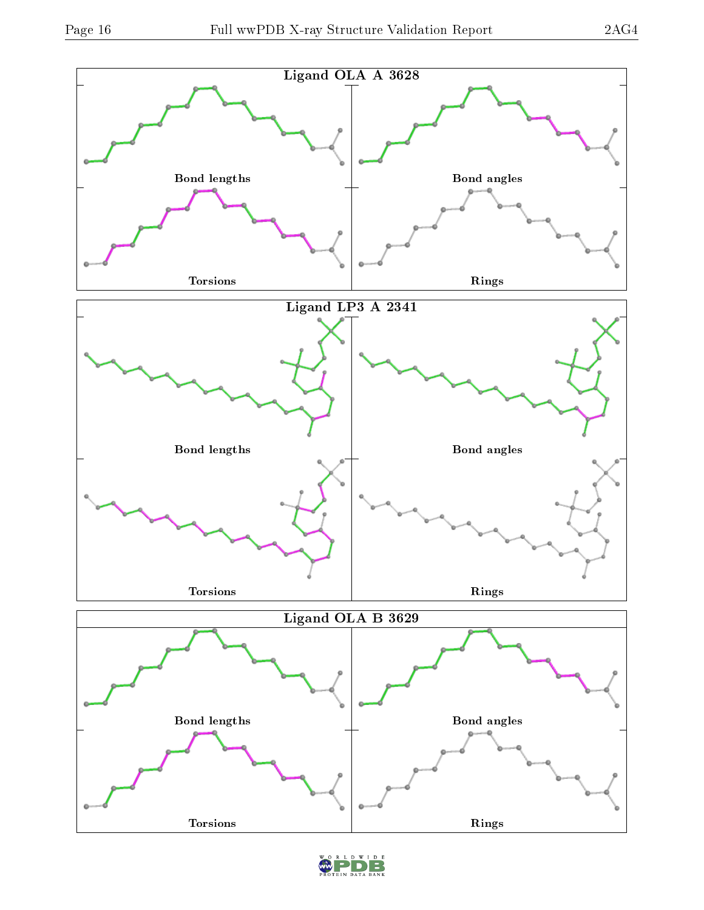Ligand OLA A 3628

Bond lengths

Bond angles

Torsions

Rings

Ligand LP3 A 2341

Bond lengths

Bond angles

Torsions

Rings

Ligand OLA B 3629

Bond lengths

Bond angles

Torsions

Rings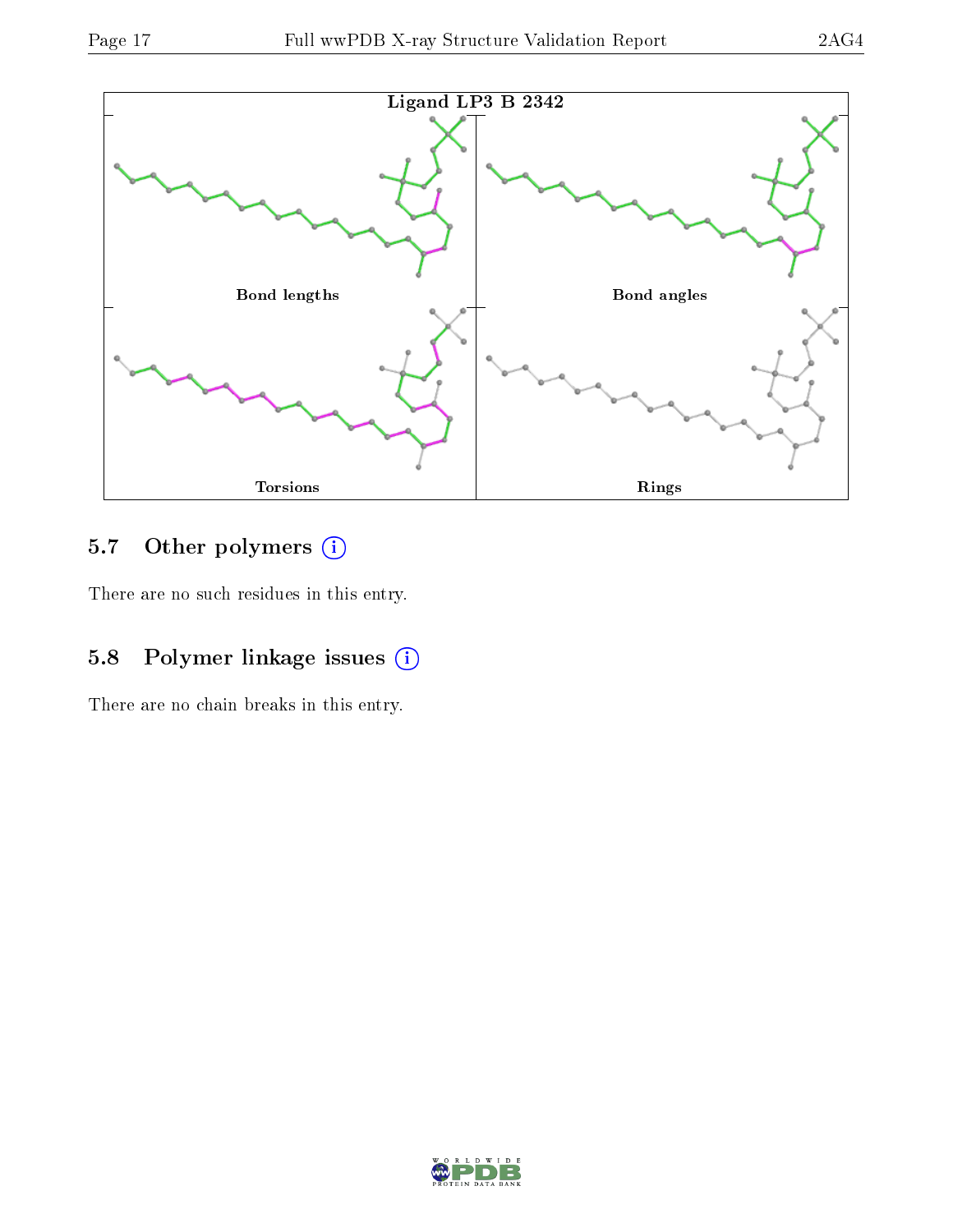Ligand LP3 B 2342

Bond lengths

Bond angles

Torsions

Rings

## 5.7 Other polymers (i)

There are no such residues in this entry.

## 5.8 Polymer linkage issues (i)

There are no chain breaks in this entry.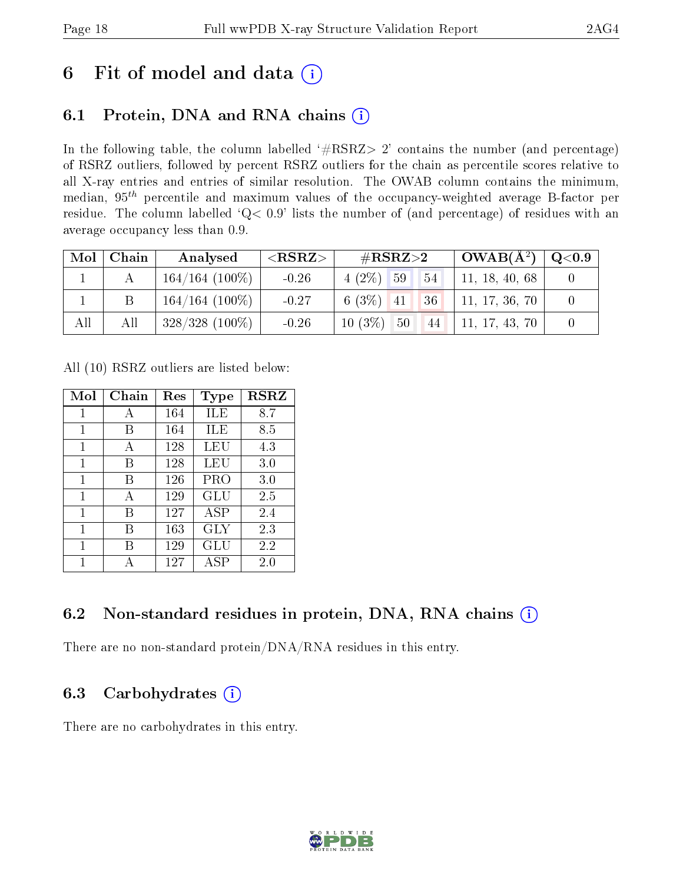# 6 Fit of model and data (i)

## 6.1 Protein, DNA and RNA chains (i)

In the following table, the column labelled '#RSRZ> 2' contains the number (and percentage) of RSRZ outliers, followed by percent RSRZ outliers for the chain as percentile scores relative to all X-ray entries and entries of similar resolution. The OWAB column contains the minimum, median, $95^{th}$ percentile and maximum values of the occupancy-weighted average B-factor per residue. The column labelled 'Q< 0.9' lists the number of (and percentage) of residues with an average occupancy less than 0.9.

| Mol | Chain | Analysed | <RSRZ> | #RSRZ>2 | | | OWAB(Å$^2$) | Q<0.9 |
|---|---|---|---|---|---|---|---|---|
| 1 | A | 164/164 (100%) | -0.26 | 4 (2%) | 59 | 54 | 11, 18, 40, 68 | 0 |
| 1 | B | 164/164 (100%) | -0.27 | 6 (3%) | 41 | 36 | 11, 17, 36, 70 | 0 |
| All | All | 328/328 (100%) | -0.26 | 10 (3%) | 50 | 44 | 11, 17, 43, 70 | 0 |

All (10) RSRZ outliers are listed below:

| Mol | Chain | Res | Type | RSRZ |
|---|---|---|---|---|
| 1 | A | 164 | ILE | 8.7 |
| 1 | B | 164 | ILE | 8.5 |
| 1 | A | 128 | LEU | 4.3 |
| 1 | B | 128 | LEU | 3.0 |
| 1 | B | 126 | PRO | 3.0 |
| 1 | A | 129 | GLU | 2.5 |
| 1 | B | 127 | ASP | 2.4 |
| 1 | B | 163 | GLY | 2.3 |
| 1 | B | 129 | GLU | 2.2 |
| 1 | A | 127 | ASP | 2.0 |

## 6.2 Non-standard residues in protein, DNA, RNA chains (i)

There are no non-standard protein/DNA/RNA residues in this entry.

## 6.3 Carbohydrates (i)

There are no carbohydrates in this entry.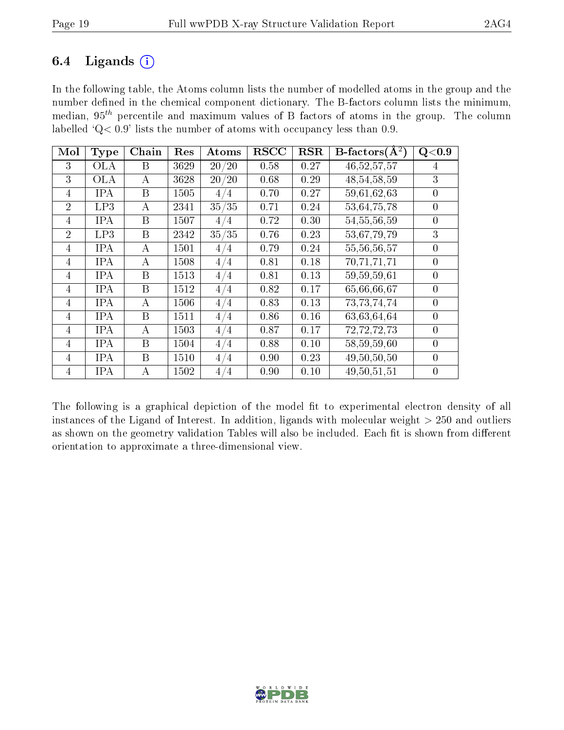## 6.4 Ligands (i)

In the following table, the Atoms column lists the number of modelled atoms in the group and the number defined in the chemical component dictionary. The B-factors column lists the minimum, median, $95^{th}$ percentile and maximum values of B factors of atoms in the group. The column labelled 'Q< 0.9' lists the number of atoms with occupancy less than 0.9.

| Mol | Type | Chain | Res | Atoms | RSCC | RSR | B-factors(Å$^2$) | Q<0.9 |
|---|---|---|---|---|---|---|---|---|
| 3 | OLA | B | 3629 | 20/20 | 0.58 | 0.27 | 46,52,57,57 | 4 |
| 3 | OLA | A | 3628 | 20/20 | 0.68 | 0.29 | 48,54,58,59 | 3 |
| 4 | IPA | B | 1505 | 4/4 | 0.70 | 0.27 | 59,61,62,63 | 0 |
| 2 | LP3 | A | 2341 | 35/35 | 0.71 | 0.24 | 53,64,75,78 | 0 |
| 4 | IPA | B | 1507 | 4/4 | 0.72 | 0.30 | 54,55,56,59 | 0 |
| 2 | LP3 | B | 2342 | 35/35 | 0.76 | 0.23 | 53,67,79,79 | 3 |
| 4 | IPA | A | 1501 | 4/4 | 0.79 | 0.24 | 55,56,56,57 | 0 |
| 4 | IPA | A | 1508 | 4/4 | 0.81 | 0.18 | 70,71,71,71 | 0 |
| 4 | IPA | B | 1513 | 4/4 | 0.81 | 0.13 | 59,59,59,61 | 0 |
| 4 | IPA | B | 1512 | 4/4 | 0.82 | 0.17 | 65,66,66,67 | 0 |
| 4 | IPA | A | 1506 | 4/4 | 0.83 | 0.13 | 73,73,74,74 | 0 |
| 4 | IPA | B | 1511 | 4/4 | 0.86 | 0.16 | 63,63,64,64 | 0 |
| 4 | IPA | A | 1503 | 4/4 | 0.87 | 0.17 | 72,72,72,73 | 0 |
| 4 | IPA | B | 1504 | 4/4 | 0.88 | 0.10 | 58,59,59,60 | 0 |
| 4 | IPA | B | 1510 | 4/4 | 0.90 | 0.23 | 49,50,50,50 | 0 |
| 4 | IPA | A | 1502 | 4/4 | 0.90 | 0.10 | 49,50,51,51 | 0 |

The following is a graphical depiction of the model fit to experimental electron density of all instances of the Ligand of Interest. In addition, ligands with molecular weight > 250 and outliers as shown on the geometry validation Tables will also be included. Each fit is shown from different orientation to approximate a three-dimensional view.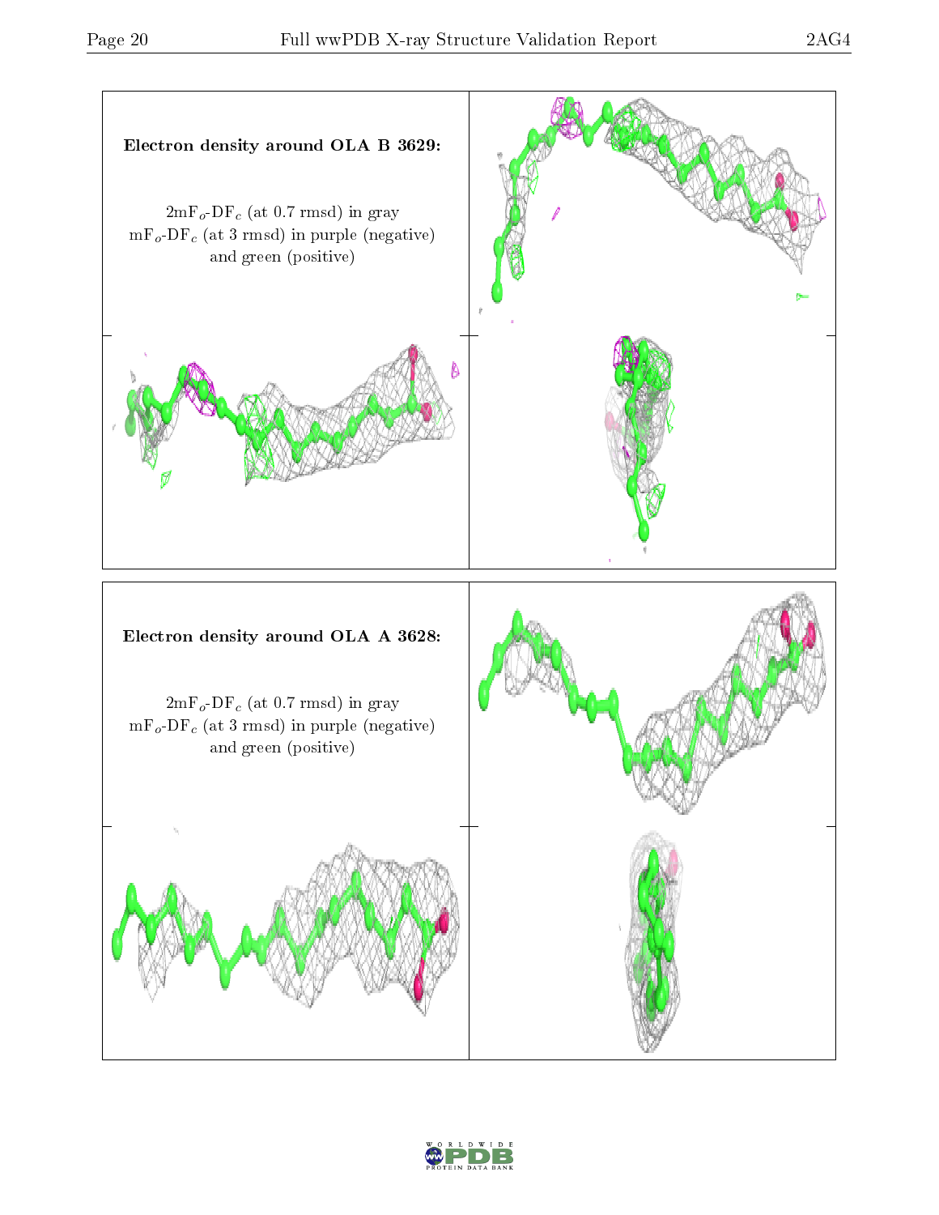**Electron density around OLA B 3629:**

$2mF_o$-$DF_c$ (at 0.7 rmsd) in gray
$mF_o$-$DF_c$ (at 3 rmsd) in purple (negative)
and green (positive)

**Electron density around OLA A 3628:**

$2mF_o$-$DF_c$ (at 0.7 rmsd) in gray
$mF_o$-$DF_c$ (at 3 rmsd) in purple (negative)
and green (positive)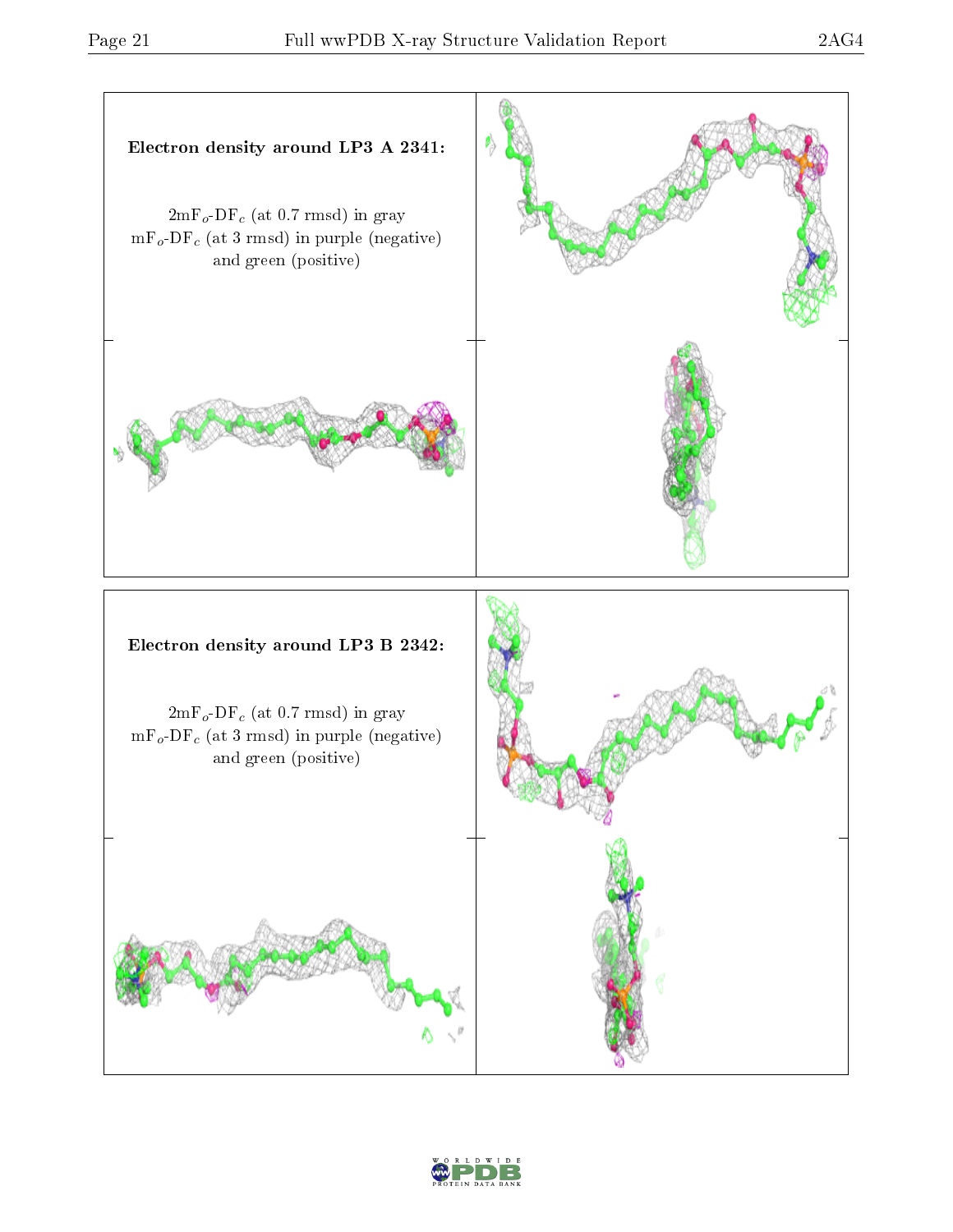**Electron density around LP3 A 2341:**

$2mF_o$-$DF_c$ (at 0.7 rmsd) in gray
$mF_o$-$DF_c$ (at 3 rmsd) in purple (negative)
and green (positive)

**Electron density around LP3 B 2342:**

$2mF_o$-$DF_c$ (at 0.7 rmsd) in gray
$mF_o$-$DF_c$ (at 3 rmsd) in purple (negative)
and green (positive)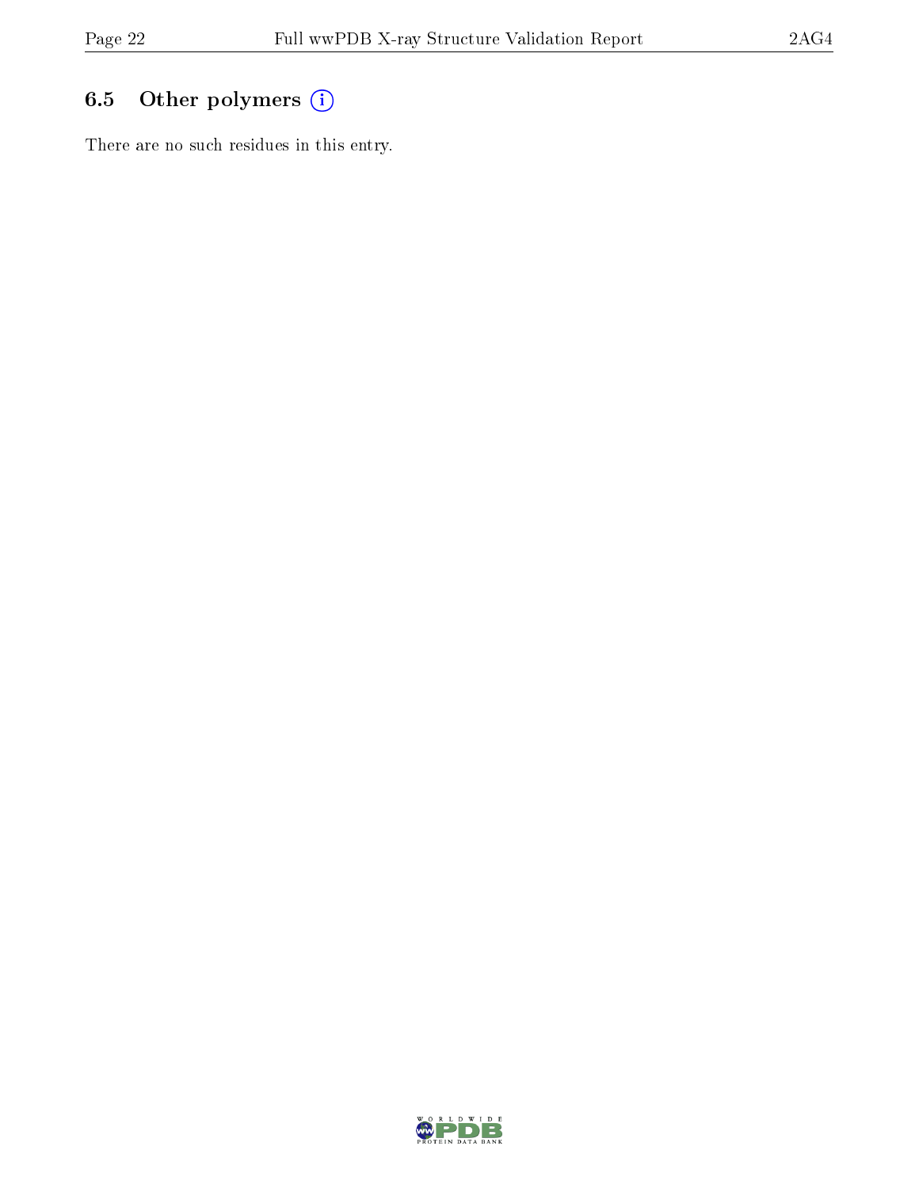### 6.5 Other polymers

There are no such residues in this entry.